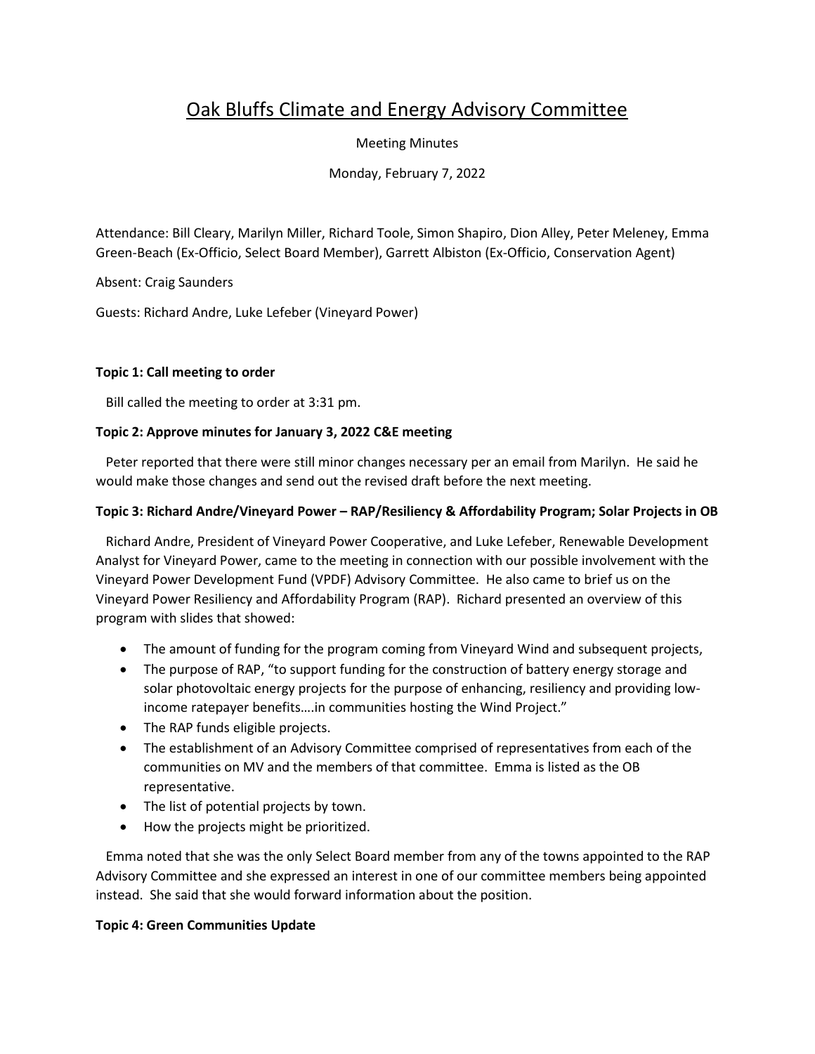# Oak Bluffs Climate and Energy Advisory Committee

Meeting Minutes

Monday, February 7, 2022

Attendance: Bill Cleary, Marilyn Miller, Richard Toole, Simon Shapiro, Dion Alley, Peter Meleney, Emma Green-Beach (Ex-Officio, Select Board Member), Garrett Albiston (Ex-Officio, Conservation Agent)

Absent: Craig Saunders

Guests: Richard Andre, Luke Lefeber (Vineyard Power)

**Topic 1: Call meeting to order**

Bill called the meeting to order at 3:31 pm.

**Topic 2: Approve minutes for January 3, 2022 C&E meeting**

Peter reported that there were still minor changes necessary per an email from Marilyn. He said he would make those changes and send out the revised draft before the next meeting.

**Topic 3: Richard Andre/Vineyard Power – RAP/Resiliency & Affordability Program; Solar Projects in OB**

Richard Andre, President of Vineyard Power Cooperative, and Luke Lefeber, Renewable Development Analyst for Vineyard Power, came to the meeting in connection with our possible involvement with the Vineyard Power Development Fund (VPDF) Advisory Committee. He also came to brief us on the Vineyard Power Resiliency and Affordability Program (RAP). Richard presented an overview of this program with slides that showed:

- The amount of funding for the program coming from Vineyard Wind and subsequent projects,
- The purpose of RAP, "to support funding for the construction of battery energy storage and solar photovoltaic energy projects for the purpose of enhancing, resiliency and providing low-income ratepayer benefits….in communities hosting the Wind Project."
- The RAP funds eligible projects.
- The establishment of an Advisory Committee comprised of representatives from each of the communities on MV and the members of that committee. Emma is listed as the OB representative.
- The list of potential projects by town.
- How the projects might be prioritized.

Emma noted that she was the only Select Board member from any of the towns appointed to the RAP Advisory Committee and she expressed an interest in one of our committee members being appointed instead. She said that she would forward information about the position.

**Topic 4: Green Communities Update**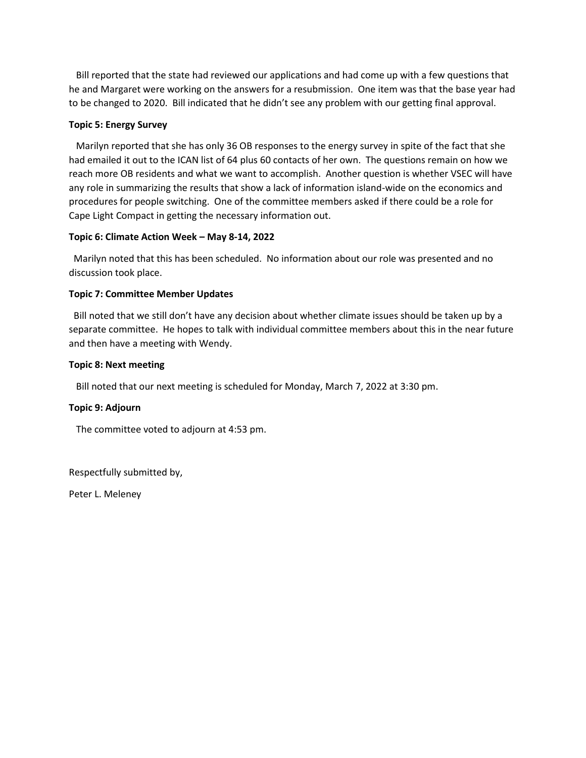Bill reported that the state had reviewed our applications and had come up with a few questions that he and Margaret were working on the answers for a resubmission. One item was that the base year had to be changed to 2020. Bill indicated that he didn't see any problem with our getting final approval.

**Topic 5: Energy Survey**

Marilyn reported that she has only 36 OB responses to the energy survey in spite of the fact that she had emailed it out to the ICAN list of 64 plus 60 contacts of her own. The questions remain on how we reach more OB residents and what we want to accomplish. Another question is whether VSEC will have any role in summarizing the results that show a lack of information island-wide on the economics and procedures for people switching. One of the committee members asked if there could be a role for Cape Light Compact in getting the necessary information out.

**Topic 6: Climate Action Week – May 8-14, 2022**

Marilyn noted that this has been scheduled. No information about our role was presented and no discussion took place.

**Topic 7: Committee Member Updates**

Bill noted that we still don't have any decision about whether climate issues should be taken up by a separate committee. He hopes to talk with individual committee members about this in the near future and then have a meeting with Wendy.

**Topic 8: Next meeting**

Bill noted that our next meeting is scheduled for Monday, March 7, 2022 at 3:30 pm.

**Topic 9: Adjourn**

The committee voted to adjourn at 4:53 pm.

Respectfully submitted by,

Peter L. Meleney